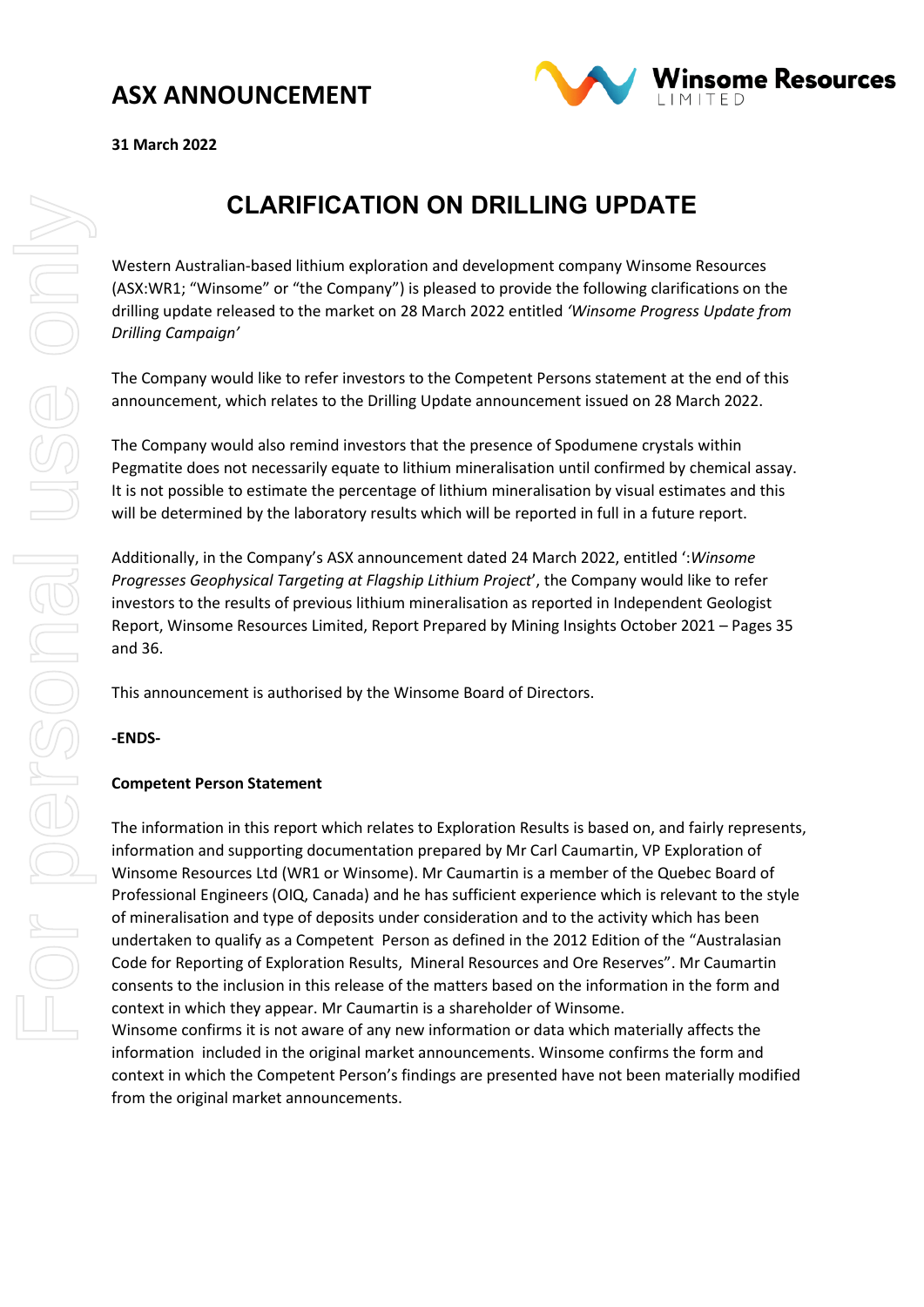# ASX ANNOUNCEMENT

**31 March 2022**

## CLARIFICATION ON DRILLING UPDATE

Western Australian-based lithium exploration and development company Winsome Resources (ASX:WR1; "Winsome" or "the Company") is pleased to provide the following clarifications on the drilling update released to the market on 28 March 2022 entitled *'Winsome Progress Update from Drilling Campaign'*

The Company would like to refer investors to the Competent Persons statement at the end of this announcement, which relates to the Drilling Update announcement issued on 28 March 2022.

The Company would also remind investors that the presence of Spodumene crystals within Pegmatite does not necessarily equate to lithium mineralisation until confirmed by chemical assay. It is not possible to estimate the percentage of lithium mineralisation by visual estimates and this will be determined by the laboratory results which will be reported in full in a future report.

Additionally, in the Company's ASX announcement dated 24 March 2022, entitled ':*Winsome Progresses Geophysical Targeting at Flagship Lithium Project*', the Company would like to refer investors to the results of previous lithium mineralisation as reported in Independent Geologist Report, Winsome Resources Limited, Report Prepared by Mining Insights October 2021 – Pages 35 and 36.

This announcement is authorised by the Winsome Board of Directors.

**-ENDS-**

**Competent Person Statement**

The information in this report which relates to Exploration Results is based on, and fairly represents, information and supporting documentation prepared by Mr Carl Caumartin, VP Exploration of Winsome Resources Ltd (WR1 or Winsome). Mr Caumartin is a member of the Quebec Board of Professional Engineers (OIQ, Canada) and he has sufficient experience which is relevant to the style of mineralisation and type of deposits under consideration and to the activity which has been undertaken to qualify as a Competent Person as defined in the 2012 Edition of the "Australasian Code for Reporting of Exploration Results, Mineral Resources and Ore Reserves". Mr Caumartin consents to the inclusion in this release of the matters based on the information in the form and context in which they appear. Mr Caumartin is a shareholder of Winsome.

Winsome confirms it is not aware of any new information or data which materially affects the information included in the original market announcements. Winsome confirms the form and context in which the Competent Person's findings are presented have not been materially modified from the original market announcements.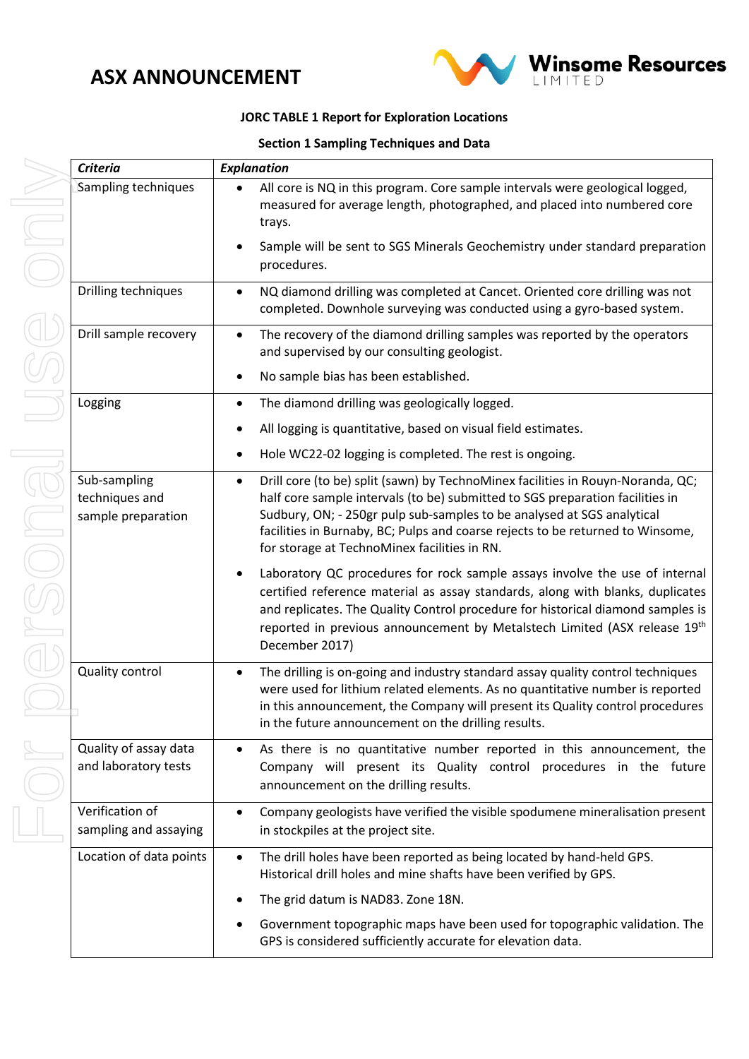**JORC TABLE 1 Report for Exploration Locations**

**Section 1 Sampling Techniques and Data**

| ***Criteria*** | ***Explanation*** |
|---|---|
| Sampling techniques | • All core is NQ in this program. Core sample intervals were geological logged, measured for average length, photographed, and placed into numbered core trays.<br>• Sample will be sent to SGS Minerals Geochemistry under standard preparation procedures. |
| Drilling techniques | • NQ diamond drilling was completed at Cancet. Oriented core drilling was not completed. Downhole surveying was conducted using a gyro-based system. |
| Drill sample recovery | • The recovery of the diamond drilling samples was reported by the operators and supervised by our consulting geologist.<br>• No sample bias has been established. |
| Logging | • The diamond drilling was geologically logged.<br>• All logging is quantitative, based on visual field estimates.<br>• Hole WC22-02 logging is completed. The rest is ongoing. |
| Sub-sampling techniques and sample preparation | • Drill core (to be) split (sawn) by TechnoMinex facilities in Rouyn-Noranda, QC; half core sample intervals (to be) submitted to SGS preparation facilities in Sudbury, ON; - 250gr pulp sub-samples to be analysed at SGS analytical facilities in Burnaby, BC; Pulps and coarse rejects to be returned to Winsome, for storage at TechnoMinex facilities in RN.<br>• Laboratory QC procedures for rock sample assays involve the use of internal certified reference material as assay standards, along with blanks, duplicates and replicates. The Quality Control procedure for historical diamond samples is reported in previous announcement by Metalstech Limited (ASX release 19th December 2017) |
| Quality control | • The drilling is on-going and industry standard assay quality control techniques were used for lithium related elements. As no quantitative number is reported in this announcement, the Company will present its Quality control procedures in the future announcement on the drilling results. |
| Quality of assay data and laboratory tests | • As there is no quantitative number reported in this announcement, the Company will present its Quality control procedures in the future announcement on the drilling results. |
| Verification of sampling and assaying | • Company geologists have verified the visible spodumene mineralisation present in stockpiles at the project site. |
| Location of data points | • The drill holes have been reported as being located by hand-held GPS. Historical drill holes and mine shafts have been verified by GPS.<br>• The grid datum is NAD83. Zone 18N.<br>• Government topographic maps have been used for topographic validation. The GPS is considered sufficiently accurate for elevation data. |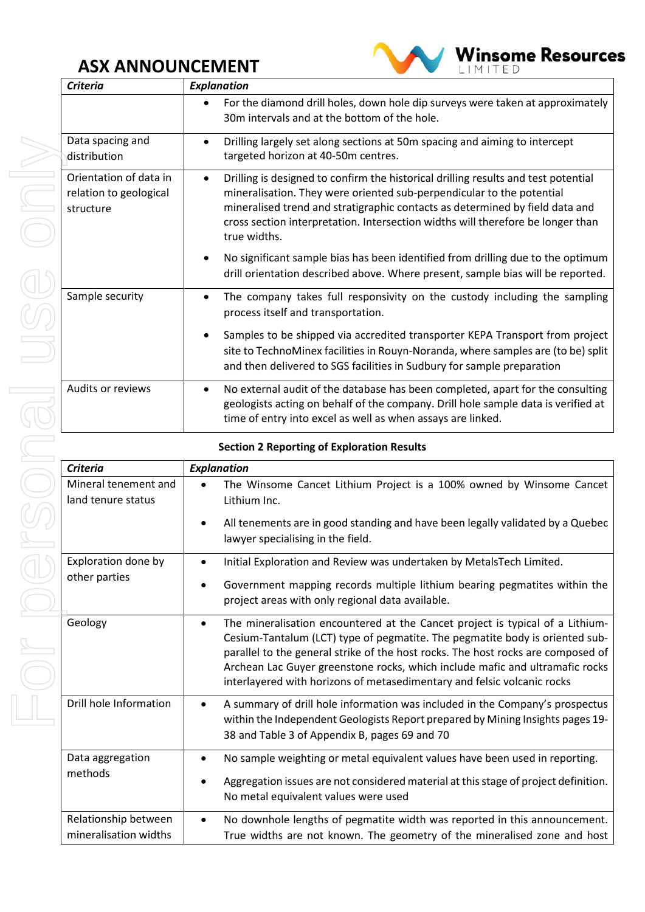| Criteria | Explanation |
|---|---|
| | • For the diamond drill holes, down hole dip surveys were taken at approximately 30m intervals and at the bottom of the hole. |
| Data spacing and distribution | • Drilling largely set along sections at 50m spacing and aiming to intercept targeted horizon at 40-50m centres. |
| Orientation of data in relation to geological structure | • Drilling is designed to confirm the historical drilling results and test potential mineralisation. They were oriented sub-perpendicular to the potential mineralised trend and stratigraphic contacts as determined by field data and cross section interpretation. Intersection widths will therefore be longer than true widths.<br>• No significant sample bias has been identified from drilling due to the optimum drill orientation described above. Where present, sample bias will be reported. |
| Sample security | • The company takes full responsivity on the custody including the sampling process itself and transportation.<br>• Samples to be shipped via accredited transporter KEPA Transport from project site to TechnoMinex facilities in Rouyn-Noranda, where samples are (to be) split and then delivered to SGS facilities in Sudbury for sample preparation |
| Audits or reviews | • No external audit of the database has been completed, apart for the consulting geologists acting on behalf of the company. Drill hole sample data is verified at time of entry into excel as well as when assays are linked. |

**Section 2 Reporting of Exploration Results**

| Criteria | Explanation |
|---|---|
| Mineral tenement and land tenure status | • The Winsome Cancet Lithium Project is a 100% owned by Winsome Cancet Lithium Inc.<br>• All tenements are in good standing and have been legally validated by a Quebec lawyer specialising in the field. |
| Exploration done by other parties | • Initial Exploration and Review was undertaken by MetalsTech Limited.<br>• Government mapping records multiple lithium bearing pegmatites within the project areas with only regional data available. |
| Geology | • The mineralisation encountered at the Cancet project is typical of a Lithium-Cesium-Tantalum (LCT) type of pegmatite. The pegmatite body is oriented sub-parallel to the general strike of the host rocks. The host rocks are composed of Archean Lac Guyer greenstone rocks, which include mafic and ultramafic rocks interlayered with horizons of metasedimentary and felsic volcanic rocks |
| Drill hole Information | • A summary of drill hole information was included in the Company's prospectus within the Independent Geologists Report prepared by Mining Insights pages 19-38 and Table 3 of Appendix B, pages 69 and 70 |
| Data aggregation methods | • No sample weighting or metal equivalent values have been used in reporting.<br>• Aggregation issues are not considered material at this stage of project definition. No metal equivalent values were used |
| Relationship between mineralisation widths | • No downhole lengths of pegmatite width was reported in this announcement. True widths are not known. The geometry of the mineralised zone and host |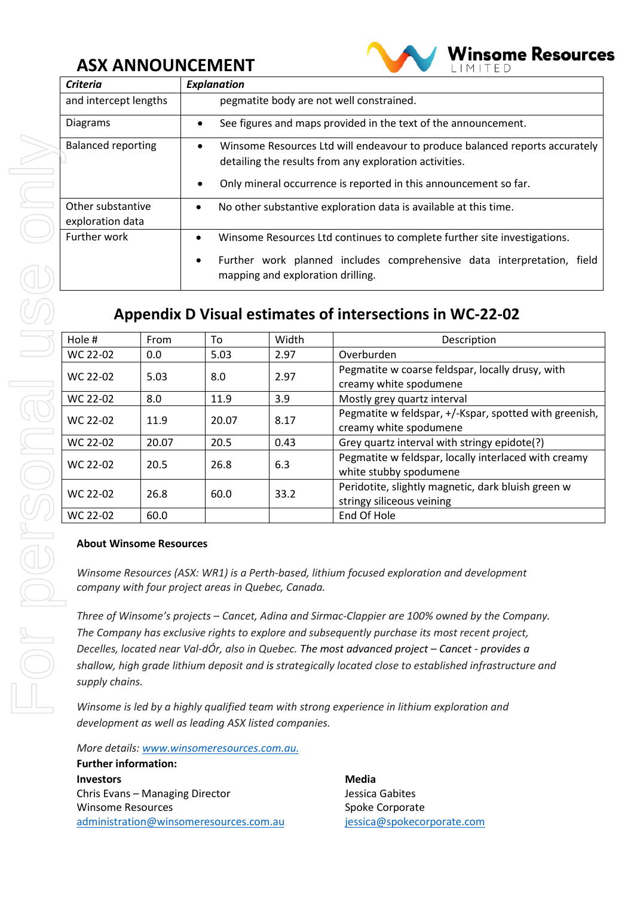| Criteria | Explanation |
|---|---|
| and intercept lengths | pegmatite body are not well constrained. |
| Diagrams | • See figures and maps provided in the text of the announcement. |
| Balanced reporting | • Winsome Resources Ltd will endeavour to produce balanced reports accurately detailing the results from any exploration activities.<br>• Only mineral occurrence is reported in this announcement so far. |
| Other substantive exploration data | • No other substantive exploration data is available at this time. |
| Further work | • Winsome Resources Ltd continues to complete further site investigations.<br>• Further work planned includes comprehensive data interpretation, field mapping and exploration drilling. |

## Appendix D Visual estimates of intersections in WC-22-02

| Hole # | From | To | Width | Description |
|---|---|---|---|---|
| WC 22-02 | 0.0 | 5.03 | 2.97 | Overburden |
| WC 22-02 | 5.03 | 8.0 | 2.97 | Pegmatite w coarse feldspar, locally drusy, with creamy white spodumene |
| WC 22-02 | 8.0 | 11.9 | 3.9 | Mostly grey quartz interval |
| WC 22-02 | 11.9 | 20.07 | 8.17 | Pegmatite w feldspar, +/-Kspar, spotted with greenish, creamy white spodumene |
| WC 22-02 | 20.07 | 20.5 | 0.43 | Grey quartz interval with stringy epidote(?) |
| WC 22-02 | 20.5 | 26.8 | 6.3 | Pegmatite w feldspar, locally interlaced with creamy white stubby spodumene |
| WC 22-02 | 26.8 | 60.0 | 33.2 | Peridotite, slightly magnetic, dark bluish green w stringy siliceous veining |
| WC 22-02 | 60.0 | | | End Of Hole |

**About Winsome Resources**

*Winsome Resources (ASX: WR1) is a Perth-based, lithium focused exploration and development company with four project areas in Quebec, Canada.*

*Three of Winsome's projects – Cancet, Adina and Sirmac-Clappier are 100% owned by the Company. The Company has exclusive rights to explore and subsequently purchase its most recent project, Decelles, located near Val-dÓr, also in Quebec. The most advanced project – Cancet - provides a shallow, high grade lithium deposit and is strategically located close to established infrastructure and supply chains.*

*Winsome is led by a highly qualified team with strong experience in lithium exploration and development as well as leading ASX listed companies.*

*More details: www.winsomeresources.com.au.*

**Further information:**

**Investors**
Chris Evans – Managing Director
Winsome Resources
administration@winsomeresources.com.au

**Media**
Jessica Gabites
Spoke Corporate
jessica@spokecorporate.com